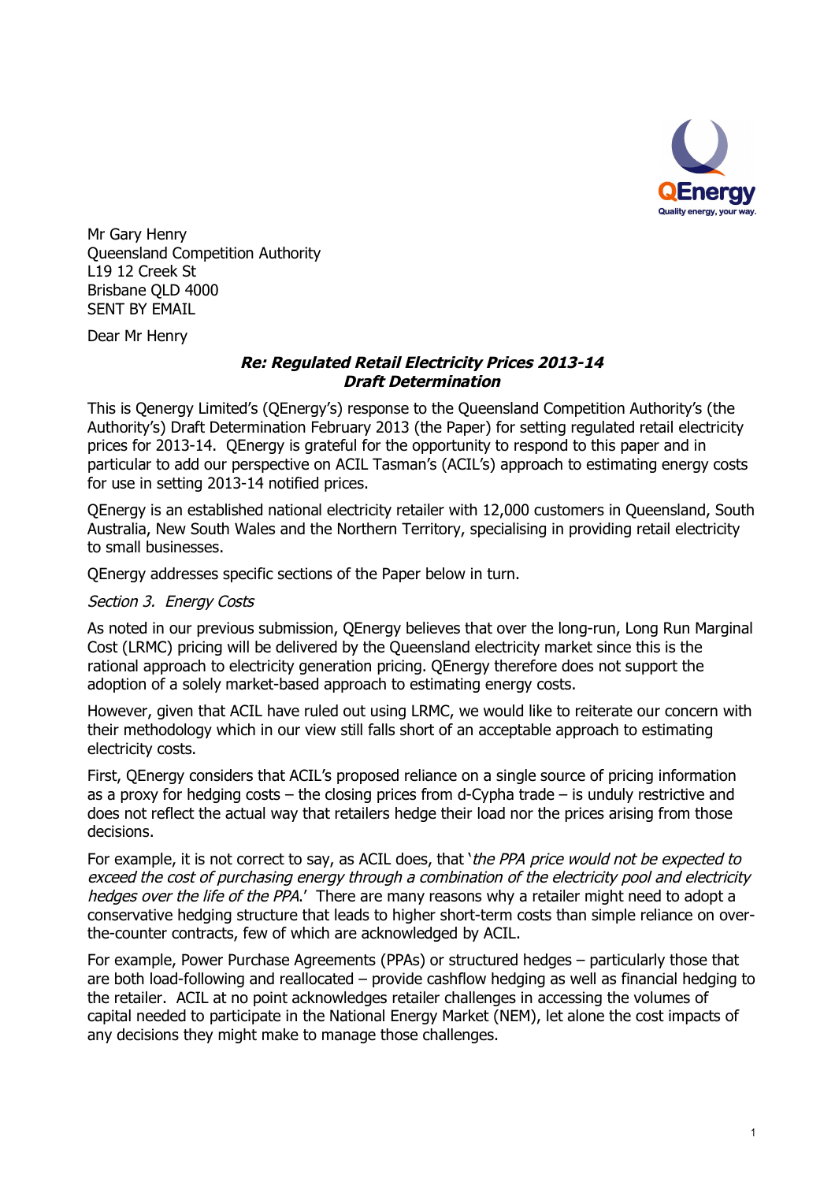Mr Gary Henry
Queensland Competition Authority
L19 12 Creek St
Brisbane QLD 4000
SENT BY EMAIL

Dear Mr Henry

***Re: Regulated Retail Electricity Prices 2013-14***
***Draft Determination***

This is Qenergy Limited's (QEnergy's) response to the Queensland Competition Authority's (the Authority's) Draft Determination February 2013 (the Paper) for setting regulated retail electricity prices for 2013-14. QEnergy is grateful for the opportunity to respond to this paper and in particular to add our perspective on ACIL Tasman's (ACIL's) approach to estimating energy costs for use in setting 2013-14 notified prices.

QEnergy is an established national electricity retailer with 12,000 customers in Queensland, South Australia, New South Wales and the Northern Territory, specialising in providing retail electricity to small businesses.

QEnergy addresses specific sections of the Paper below in turn.

*Section 3. Energy Costs*

As noted in our previous submission, QEnergy believes that over the long-run, Long Run Marginal Cost (LRMC) pricing will be delivered by the Queensland electricity market since this is the rational approach to electricity generation pricing. QEnergy therefore does not support the adoption of a solely market-based approach to estimating energy costs.

However, given that ACIL have ruled out using LRMC, we would like to reiterate our concern with their methodology which in our view still falls short of an acceptable approach to estimating electricity costs.

First, QEnergy considers that ACIL's proposed reliance on a single source of pricing information as a proxy for hedging costs – the closing prices from d-Cypha trade – is unduly restrictive and does not reflect the actual way that retailers hedge their load nor the prices arising from those decisions.

For example, it is not correct to say, as ACIL does, that '*the PPA price would not be expected to exceed the cost of purchasing energy through a combination of the electricity pool and electricity hedges over the life of the PPA*.' There are many reasons why a retailer might need to adopt a conservative hedging structure that leads to higher short-term costs than simple reliance on over-the-counter contracts, few of which are acknowledged by ACIL.

For example, Power Purchase Agreements (PPAs) or structured hedges – particularly those that are both load-following and reallocated – provide cashflow hedging as well as financial hedging to the retailer. ACIL at no point acknowledges retailer challenges in accessing the volumes of capital needed to participate in the National Energy Market (NEM), let alone the cost impacts of any decisions they might make to manage those challenges.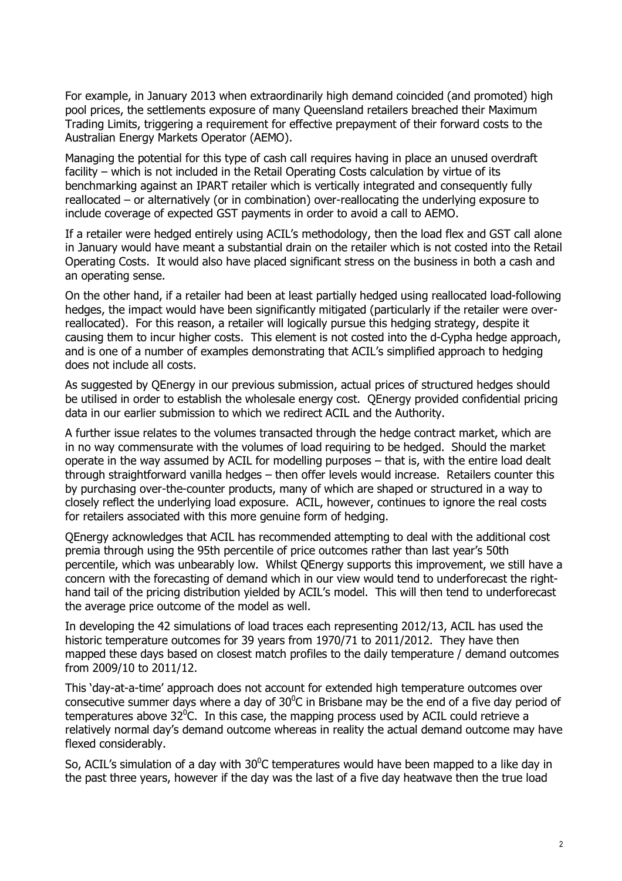For example, in January 2013 when extraordinarily high demand coincided (and promoted) high pool prices, the settlements exposure of many Queensland retailers breached their Maximum Trading Limits, triggering a requirement for effective prepayment of their forward costs to the Australian Energy Markets Operator (AEMO).

Managing the potential for this type of cash call requires having in place an unused overdraft facility – which is not included in the Retail Operating Costs calculation by virtue of its benchmarking against an IPART retailer which is vertically integrated and consequently fully reallocated – or alternatively (or in combination) over-reallocating the underlying exposure to include coverage of expected GST payments in order to avoid a call to AEMO.

If a retailer were hedged entirely using ACIL's methodology, then the load flex and GST call alone in January would have meant a substantial drain on the retailer which is not costed into the Retail Operating Costs. It would also have placed significant stress on the business in both a cash and an operating sense.

On the other hand, if a retailer had been at least partially hedged using reallocated load-following hedges, the impact would have been significantly mitigated (particularly if the retailer were over-reallocated). For this reason, a retailer will logically pursue this hedging strategy, despite it causing them to incur higher costs. This element is not costed into the d-Cypha hedge approach, and is one of a number of examples demonstrating that ACIL's simplified approach to hedging does not include all costs.

As suggested by QEnergy in our previous submission, actual prices of structured hedges should be utilised in order to establish the wholesale energy cost. QEnergy provided confidential pricing data in our earlier submission to which we redirect ACIL and the Authority.

A further issue relates to the volumes transacted through the hedge contract market, which are in no way commensurate with the volumes of load requiring to be hedged. Should the market operate in the way assumed by ACIL for modelling purposes – that is, with the entire load dealt through straightforward vanilla hedges – then offer levels would increase. Retailers counter this by purchasing over-the-counter products, many of which are shaped or structured in a way to closely reflect the underlying load exposure. ACIL, however, continues to ignore the real costs for retailers associated with this more genuine form of hedging.

QEnergy acknowledges that ACIL has recommended attempting to deal with the additional cost premia through using the 95th percentile of price outcomes rather than last year's 50th percentile, which was unbearably low. Whilst QEnergy supports this improvement, we still have a concern with the forecasting of demand which in our view would tend to underforecast the right-hand tail of the pricing distribution yielded by ACIL's model. This will then tend to underforecast the average price outcome of the model as well.

In developing the 42 simulations of load traces each representing 2012/13, ACIL has used the historic temperature outcomes for 39 years from 1970/71 to 2011/2012. They have then mapped these days based on closest match profiles to the daily temperature / demand outcomes from 2009/10 to 2011/12.

This 'day-at-a-time' approach does not account for extended high temperature outcomes over consecutive summer days where a day of $30^0$C in Brisbane may be the end of a five day period of temperatures above $32^0$C. In this case, the mapping process used by ACIL could retrieve a relatively normal day's demand outcome whereas in reality the actual demand outcome may have flexed considerably.

So, ACIL's simulation of a day with $30^0$C temperatures would have been mapped to a like day in the past three years, however if the day was the last of a five day heatwave then the true load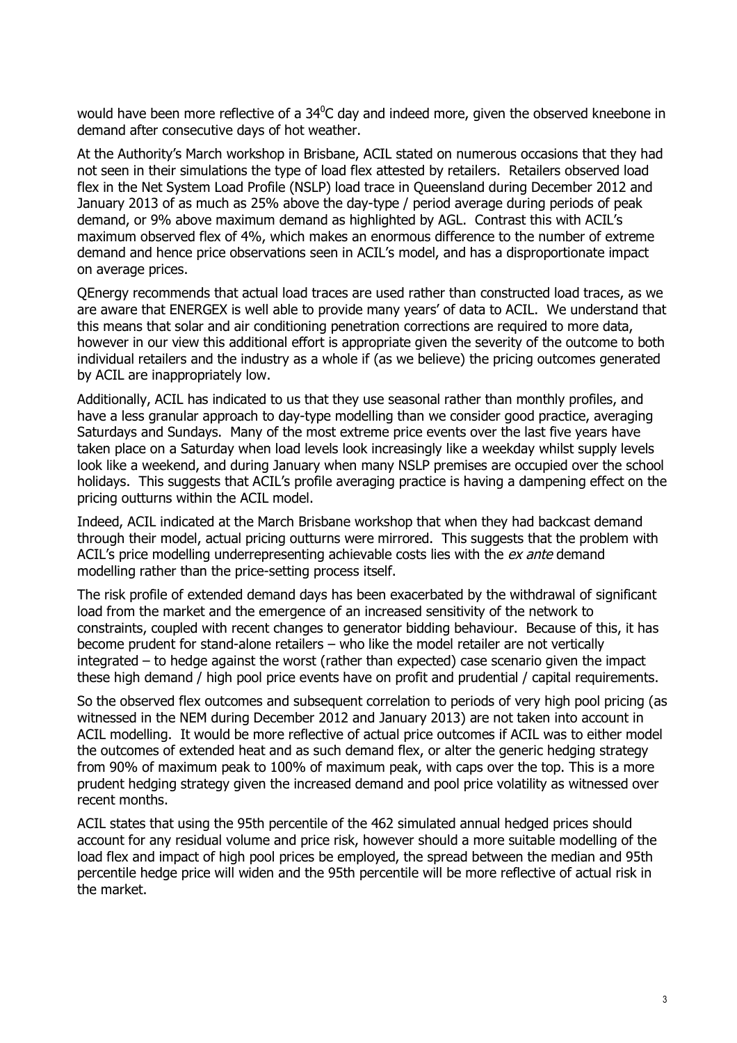would have been more reflective of a 34$^0$C day and indeed more, given the observed kneebone in demand after consecutive days of hot weather.

At the Authority's March workshop in Brisbane, ACIL stated on numerous occasions that they had not seen in their simulations the type of load flex attested by retailers. Retailers observed load flex in the Net System Load Profile (NSLP) load trace in Queensland during December 2012 and January 2013 of as much as 25% above the day-type / period average during periods of peak demand, or 9% above maximum demand as highlighted by AGL. Contrast this with ACIL's maximum observed flex of 4%, which makes an enormous difference to the number of extreme demand and hence price observations seen in ACIL's model, and has a disproportionate impact on average prices.

QEnergy recommends that actual load traces are used rather than constructed load traces, as we are aware that ENERGEX is well able to provide many years' of data to ACIL. We understand that this means that solar and air conditioning penetration corrections are required to more data, however in our view this additional effort is appropriate given the severity of the outcome to both individual retailers and the industry as a whole if (as we believe) the pricing outcomes generated by ACIL are inappropriately low.

Additionally, ACIL has indicated to us that they use seasonal rather than monthly profiles, and have a less granular approach to day-type modelling than we consider good practice, averaging Saturdays and Sundays. Many of the most extreme price events over the last five years have taken place on a Saturday when load levels look increasingly like a weekday whilst supply levels look like a weekend, and during January when many NSLP premises are occupied over the school holidays. This suggests that ACIL's profile averaging practice is having a dampening effect on the pricing outturns within the ACIL model.

Indeed, ACIL indicated at the March Brisbane workshop that when they had backcast demand through their model, actual pricing outturns were mirrored. This suggests that the problem with ACIL's price modelling underrepresenting achievable costs lies with the *ex ante* demand modelling rather than the price-setting process itself.

The risk profile of extended demand days has been exacerbated by the withdrawal of significant load from the market and the emergence of an increased sensitivity of the network to constraints, coupled with recent changes to generator bidding behaviour. Because of this, it has become prudent for stand-alone retailers – who like the model retailer are not vertically integrated – to hedge against the worst (rather than expected) case scenario given the impact these high demand / high pool price events have on profit and prudential / capital requirements.

So the observed flex outcomes and subsequent correlation to periods of very high pool pricing (as witnessed in the NEM during December 2012 and January 2013) are not taken into account in ACIL modelling. It would be more reflective of actual price outcomes if ACIL was to either model the outcomes of extended heat and as such demand flex, or alter the generic hedging strategy from 90% of maximum peak to 100% of maximum peak, with caps over the top. This is a more prudent hedging strategy given the increased demand and pool price volatility as witnessed over recent months.

ACIL states that using the 95th percentile of the 462 simulated annual hedged prices should account for any residual volume and price risk, however should a more suitable modelling of the load flex and impact of high pool prices be employed, the spread between the median and 95th percentile hedge price will widen and the 95th percentile will be more reflective of actual risk in the market.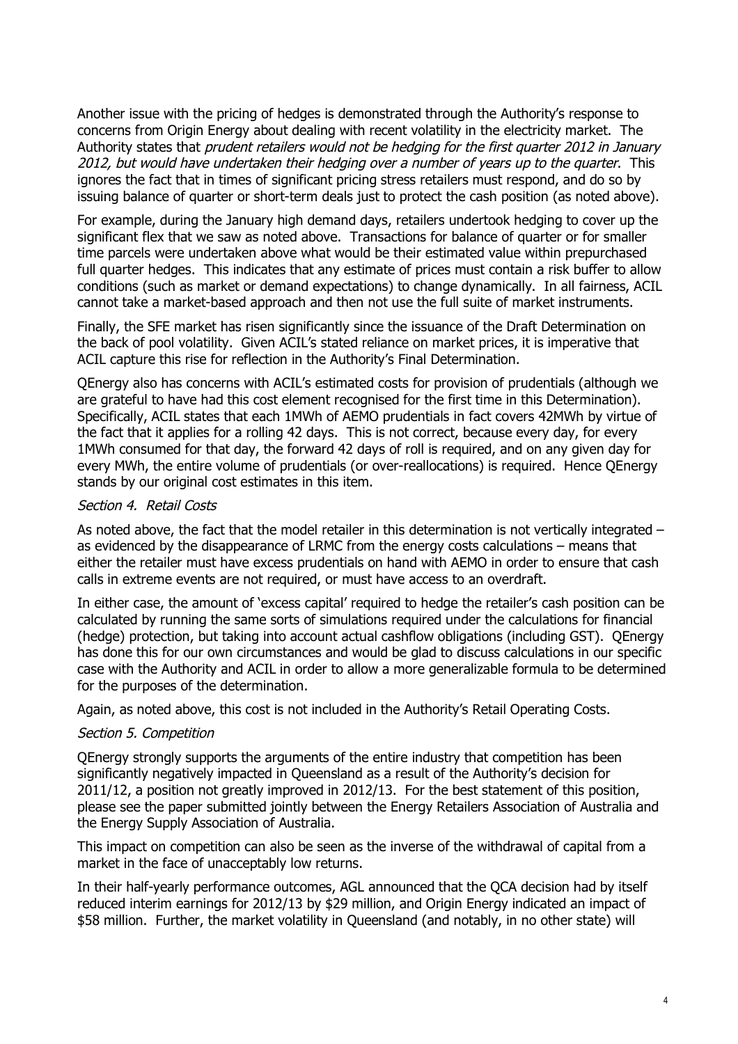Another issue with the pricing of hedges is demonstrated through the Authority's response to concerns from Origin Energy about dealing with recent volatility in the electricity market. The Authority states that *prudent retailers would not be hedging for the first quarter 2012 in January 2012, but would have undertaken their hedging over a number of years up to the quarter*. This ignores the fact that in times of significant pricing stress retailers must respond, and do so by issuing balance of quarter or short-term deals just to protect the cash position (as noted above).

For example, during the January high demand days, retailers undertook hedging to cover up the significant flex that we saw as noted above. Transactions for balance of quarter or for smaller time parcels were undertaken above what would be their estimated value within prepurchased full quarter hedges. This indicates that any estimate of prices must contain a risk buffer to allow conditions (such as market or demand expectations) to change dynamically. In all fairness, ACIL cannot take a market-based approach and then not use the full suite of market instruments.

Finally, the SFE market has risen significantly since the issuance of the Draft Determination on the back of pool volatility. Given ACIL's stated reliance on market prices, it is imperative that ACIL capture this rise for reflection in the Authority's Final Determination.

QEnergy also has concerns with ACIL's estimated costs for provision of prudentials (although we are grateful to have had this cost element recognised for the first time in this Determination). Specifically, ACIL states that each 1MWh of AEMO prudentials in fact covers 42MWh by virtue of the fact that it applies for a rolling 42 days. This is not correct, because every day, for every 1MWh consumed for that day, the forward 42 days of roll is required, and on any given day for every MWh, the entire volume of prudentials (or over-reallocations) is required. Hence QEnergy stands by our original cost estimates in this item.

## *Section 4. Retail Costs*

As noted above, the fact that the model retailer in this determination is not vertically integrated – as evidenced by the disappearance of LRMC from the energy costs calculations – means that either the retailer must have excess prudentials on hand with AEMO in order to ensure that cash calls in extreme events are not required, or must have access to an overdraft.

In either case, the amount of 'excess capital' required to hedge the retailer's cash position can be calculated by running the same sorts of simulations required under the calculations for financial (hedge) protection, but taking into account actual cashflow obligations (including GST). QEnergy has done this for our own circumstances and would be glad to discuss calculations in our specific case with the Authority and ACIL in order to allow a more generalizable formula to be determined for the purposes of the determination.

Again, as noted above, this cost is not included in the Authority's Retail Operating Costs.

## *Section 5. Competition*

QEnergy strongly supports the arguments of the entire industry that competition has been significantly negatively impacted in Queensland as a result of the Authority's decision for 2011/12, a position not greatly improved in 2012/13. For the best statement of this position, please see the paper submitted jointly between the Energy Retailers Association of Australia and the Energy Supply Association of Australia.

This impact on competition can also be seen as the inverse of the withdrawal of capital from a market in the face of unacceptably low returns.

In their half-yearly performance outcomes, AGL announced that the QCA decision had by itself reduced interim earnings for 2012/13 by \$29 million, and Origin Energy indicated an impact of \$58 million. Further, the market volatility in Queensland (and notably, in no other state) will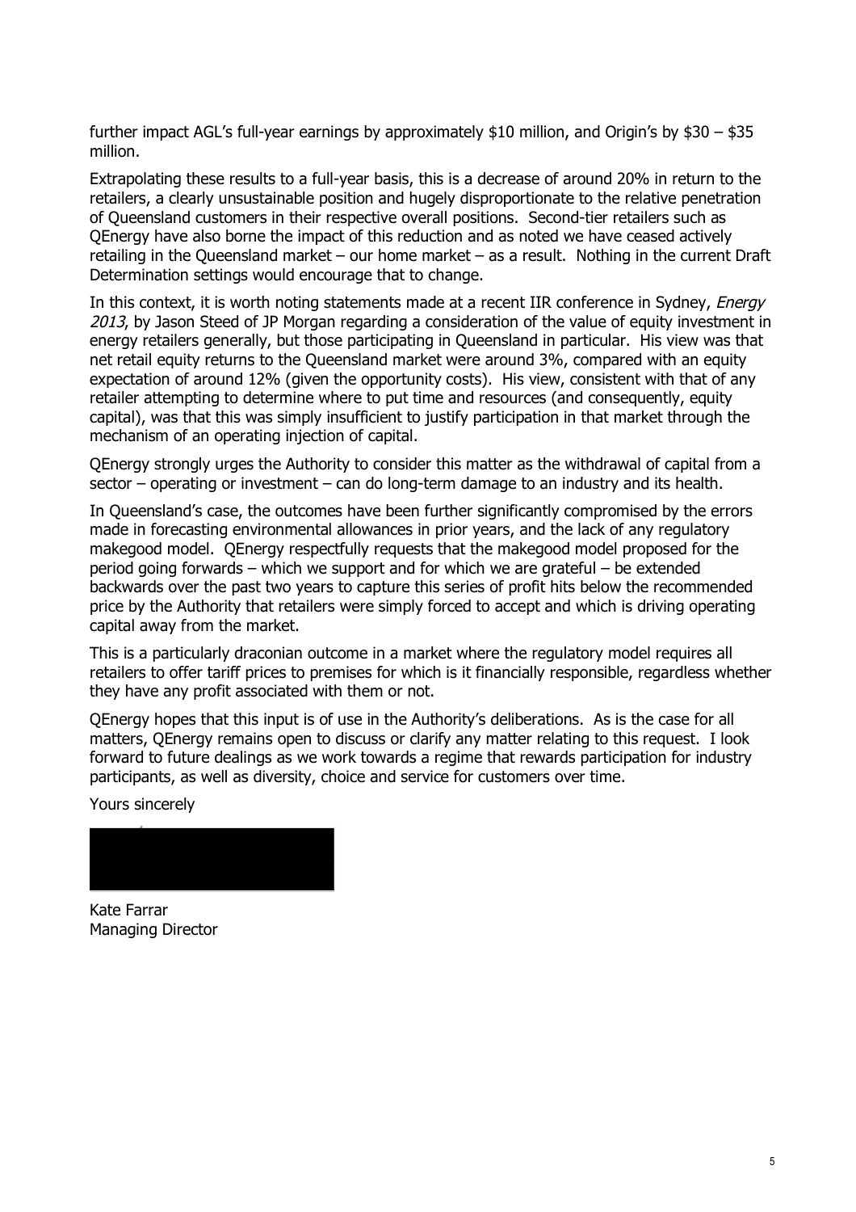further impact AGL's full-year earnings by approximately $10 million, and Origin's by $30 – $35 million.

Extrapolating these results to a full-year basis, this is a decrease of around 20% in return to the retailers, a clearly unsustainable position and hugely disproportionate to the relative penetration of Queensland customers in their respective overall positions. Second-tier retailers such as QEnergy have also borne the impact of this reduction and as noted we have ceased actively retailing in the Queensland market – our home market – as a result. Nothing in the current Draft Determination settings would encourage that to change.

In this context, it is worth noting statements made at a recent IIR conference in Sydney, *Energy 2013*, by Jason Steed of JP Morgan regarding a consideration of the value of equity investment in energy retailers generally, but those participating in Queensland in particular. His view was that net retail equity returns to the Queensland market were around 3%, compared with an equity expectation of around 12% (given the opportunity costs). His view, consistent with that of any retailer attempting to determine where to put time and resources (and consequently, equity capital), was that this was simply insufficient to justify participation in that market through the mechanism of an operating injection of capital.

QEnergy strongly urges the Authority to consider this matter as the withdrawal of capital from a sector – operating or investment – can do long-term damage to an industry and its health.

In Queensland's case, the outcomes have been further significantly compromised by the errors made in forecasting environmental allowances in prior years, and the lack of any regulatory makegood model. QEnergy respectfully requests that the makegood model proposed for the period going forwards – which we support and for which we are grateful – be extended backwards over the past two years to capture this series of profit hits below the recommended price by the Authority that retailers were simply forced to accept and which is driving operating capital away from the market.

This is a particularly draconian outcome in a market where the regulatory model requires all retailers to offer tariff prices to premises for which is it financially responsible, regardless whether they have any profit associated with them or not.

QEnergy hopes that this input is of use in the Authority's deliberations. As is the case for all matters, QEnergy remains open to discuss or clarify any matter relating to this request. I look forward to future dealings as we work towards a regime that rewards participation for industry participants, as well as diversity, choice and service for customers over time.

Yours sincerely

Kate Farrar
Managing Director